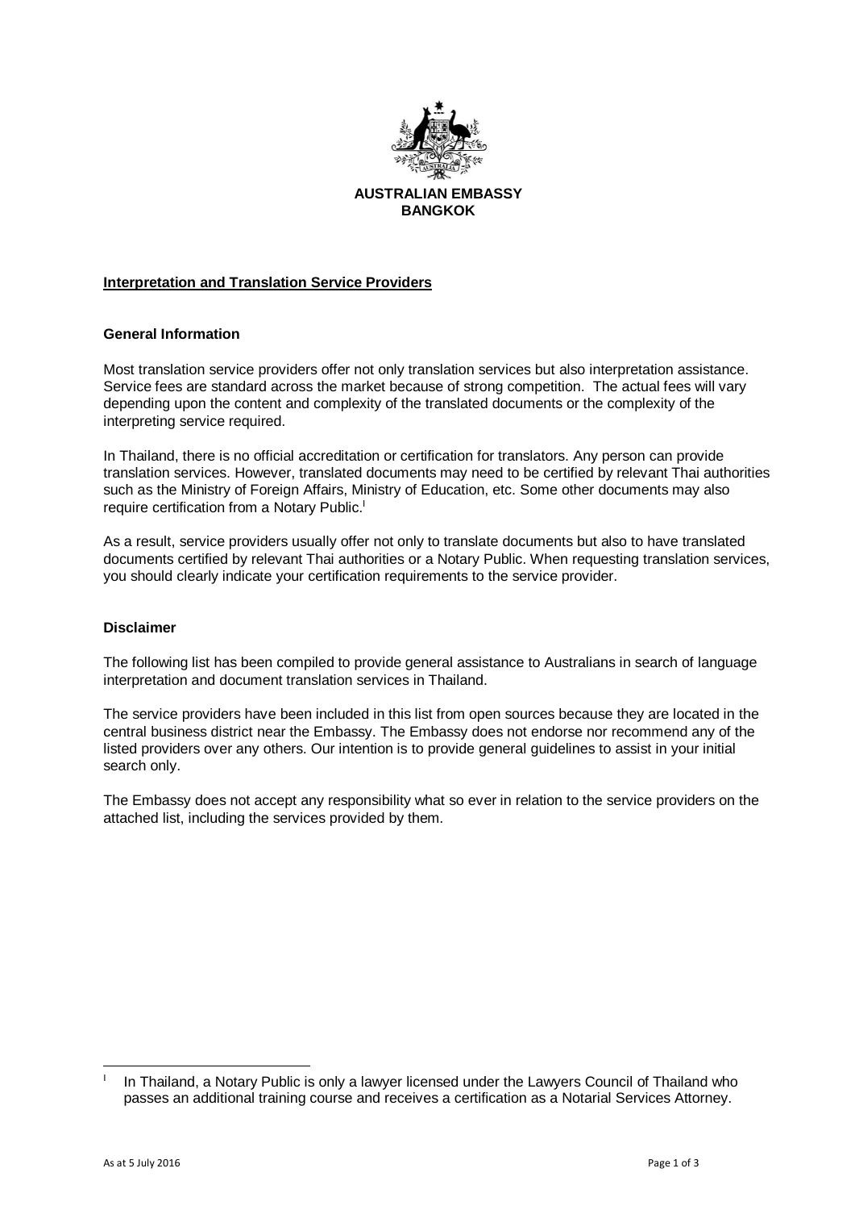**AUSTRALIAN EMBASSY**
**BANGKOK**

## Interpretation and Translation Service Providers

### General Information

Most translation service providers offer not only translation services but also interpretation assistance. Service fees are standard across the market because of strong competition. The actual fees will vary depending upon the content and complexity of the translated documents or the complexity of the interpreting service required.

In Thailand, there is no official accreditation or certification for translators. Any person can provide translation services. However, translated documents may need to be certified by relevant Thai authorities such as the Ministry of Foreign Affairs, Ministry of Education, etc. Some other documents may also require certification from a Notary Public.[I]

As a result, service providers usually offer not only to translate documents but also to have translated documents certified by relevant Thai authorities or a Notary Public. When requesting translation services, you should clearly indicate your certification requirements to the service provider.

### Disclaimer

The following list has been compiled to provide general assistance to Australians in search of language interpretation and document translation services in Thailand.

The service providers have been included in this list from open sources because they are located in the central business district near the Embassy. The Embassy does not endorse nor recommend any of the listed providers over any others. Our intention is to provide general guidelines to assist in your initial search only.

The Embassy does not accept any responsibility what so ever in relation to the service providers on the attached list, including the services provided by them.

---

[I] In Thailand, a Notary Public is only a lawyer licensed under the Lawyers Council of Thailand who passes an additional training course and receives a certification as a Notarial Services Attorney.

As at 5 July 2016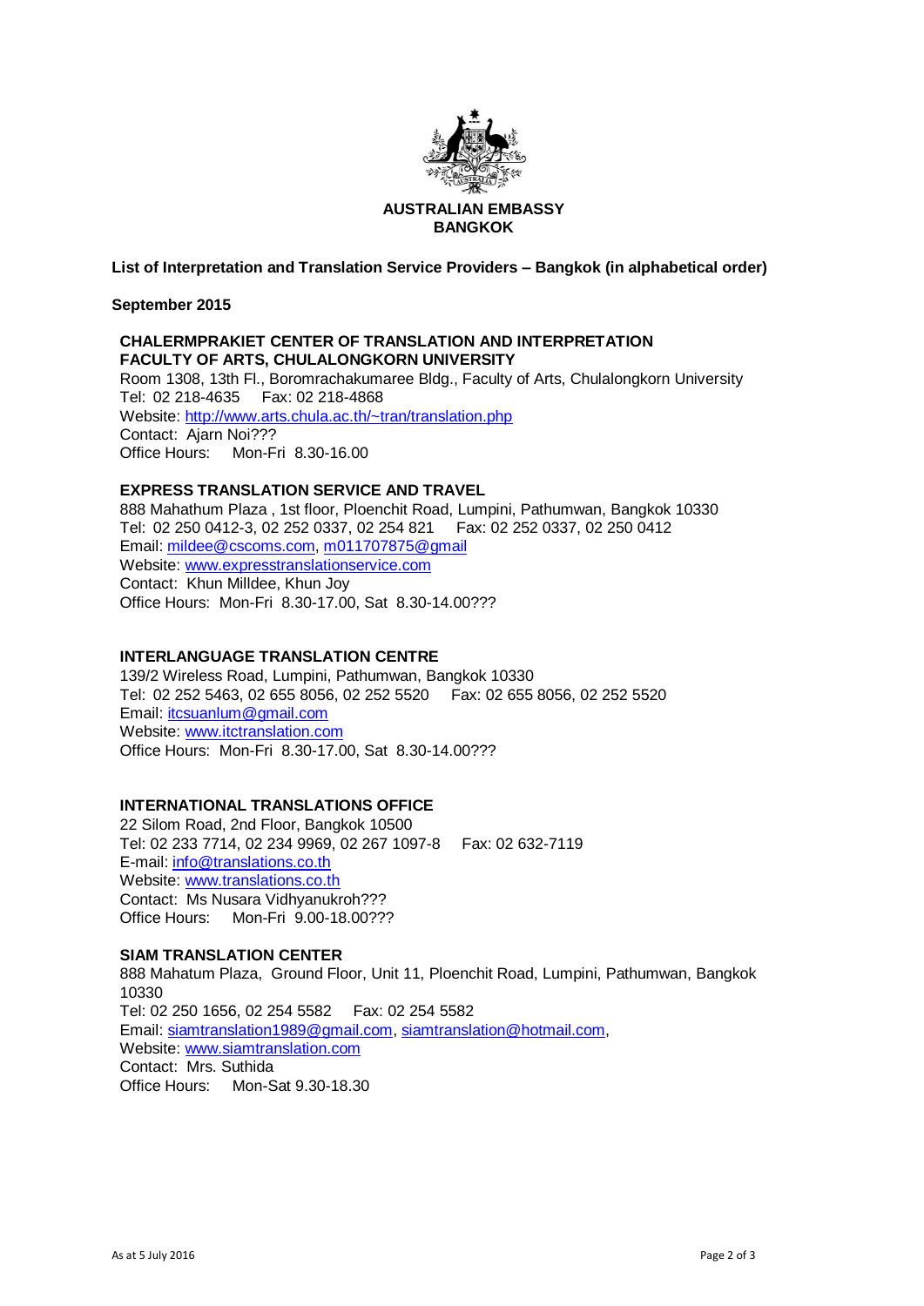**AUSTRALIAN EMBASSY**
**BANGKOK**

**List of Interpretation and Translation Service Providers – Bangkok (in alphabetical order)**

**September 2015**

**CHALERMPRAKIET CENTER OF TRANSLATION AND INTERPRETATION**
**FACULTY OF ARTS, CHULALONGKORN UNIVERSITY**
Room 1308, 13th Fl., Boromrachakumaree Bldg., Faculty of Arts, Chulalongkorn University
Tel: 02 218-4635 Fax: 02 218-4868
Website: http://www.arts.chula.ac.th/~tran/translation.php
Contact: Ajarn Noi???
Office Hours: Mon-Fri 8.30-16.00

**EXPRESS TRANSLATION SERVICE AND TRAVEL**
888 Mahathum Plaza , 1st floor, Ploenchit Road, Lumpini, Pathumwan, Bangkok 10330
Tel: 02 250 0412-3, 02 252 0337, 02 254 821 Fax: 02 252 0337, 02 250 0412
Email: mildee@cscoms.com, m011707875@gmail
Website: www.expresstranslationservice.com
Contact: Khun Milldee, Khun Joy
Office Hours: Mon-Fri 8.30-17.00, Sat 8.30-14.00???

**INTERLANGUAGE TRANSLATION CENTRE**
139/2 Wireless Road, Lumpini, Pathumwan, Bangkok 10330
Tel: 02 252 5463, 02 655 8056, 02 252 5520 Fax: 02 655 8056, 02 252 5520
Email: itcsuanlum@gmail.com
Website: www.itctranslation.com
Office Hours: Mon-Fri 8.30-17.00, Sat 8.30-14.00???

**INTERNATIONAL TRANSLATIONS OFFICE**
22 Silom Road, 2nd Floor, Bangkok 10500
Tel: 02 233 7714, 02 234 9969, 02 267 1097-8 Fax: 02 632-7119
E-mail: info@translations.co.th
Website: www.translations.co.th
Contact: Ms Nusara Vidhyanukroh???
Office Hours: Mon-Fri 9.00-18.00???

**SIAM TRANSLATION CENTER**
888 Mahatum Plaza, Ground Floor, Unit 11, Ploenchit Road, Lumpini, Pathumwan, Bangkok 10330
Tel: 02 250 1656, 02 254 5582 Fax: 02 254 5582
Email: siamtranslation1989@gmail.com, siamtranslation@hotmail.com,
Website: www.siamtranslation.com
Contact: Mrs. Suthida
Office Hours: Mon-Sat 9.30-18.30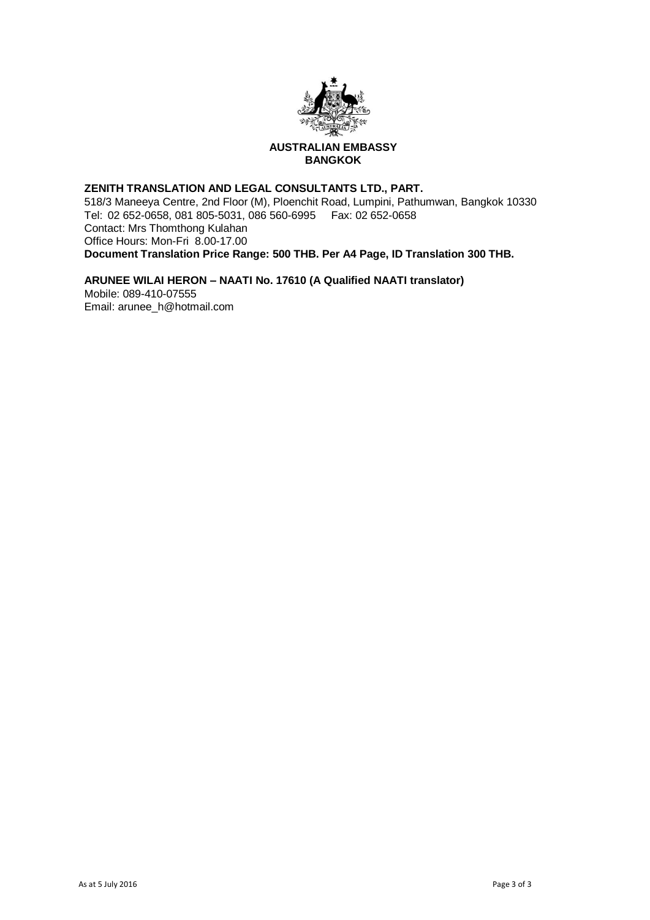**AUSTRALIAN EMBASSY**
**BANGKOK**

**ZENITH TRANSLATION AND LEGAL CONSULTANTS LTD., PART.**
518/3 Maneeya Centre, 2nd Floor (M), Ploenchit Road, Lumpini, Pathumwan, Bangkok 10330
Tel: 02 652-0658, 081 805-5031, 086 560-6995 Fax: 02 652-0658
Contact: Mrs Thomthong Kulahan
Office Hours: Mon-Fri 8.00-17.00
**Document Translation Price Range: 500 THB. Per A4 Page, ID Translation 300 THB.**

**ARUNEE WILAI HERON – NAATI No. 17610 (A Qualified NAATI translator)**
Mobile: 089-410-07555
Email: arunee_h@hotmail.com

As at 5 July 2016